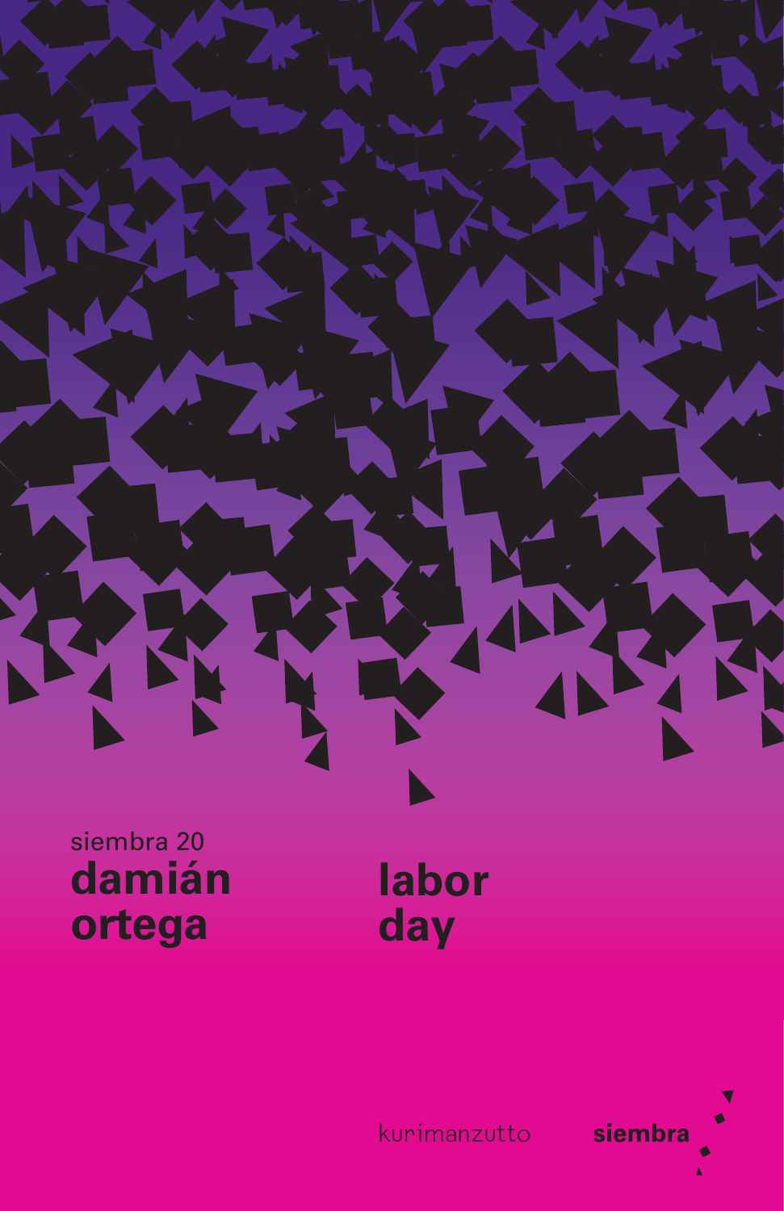siembra 20

**damián ortega**

**labor day**

kurimanzutto

**siembra**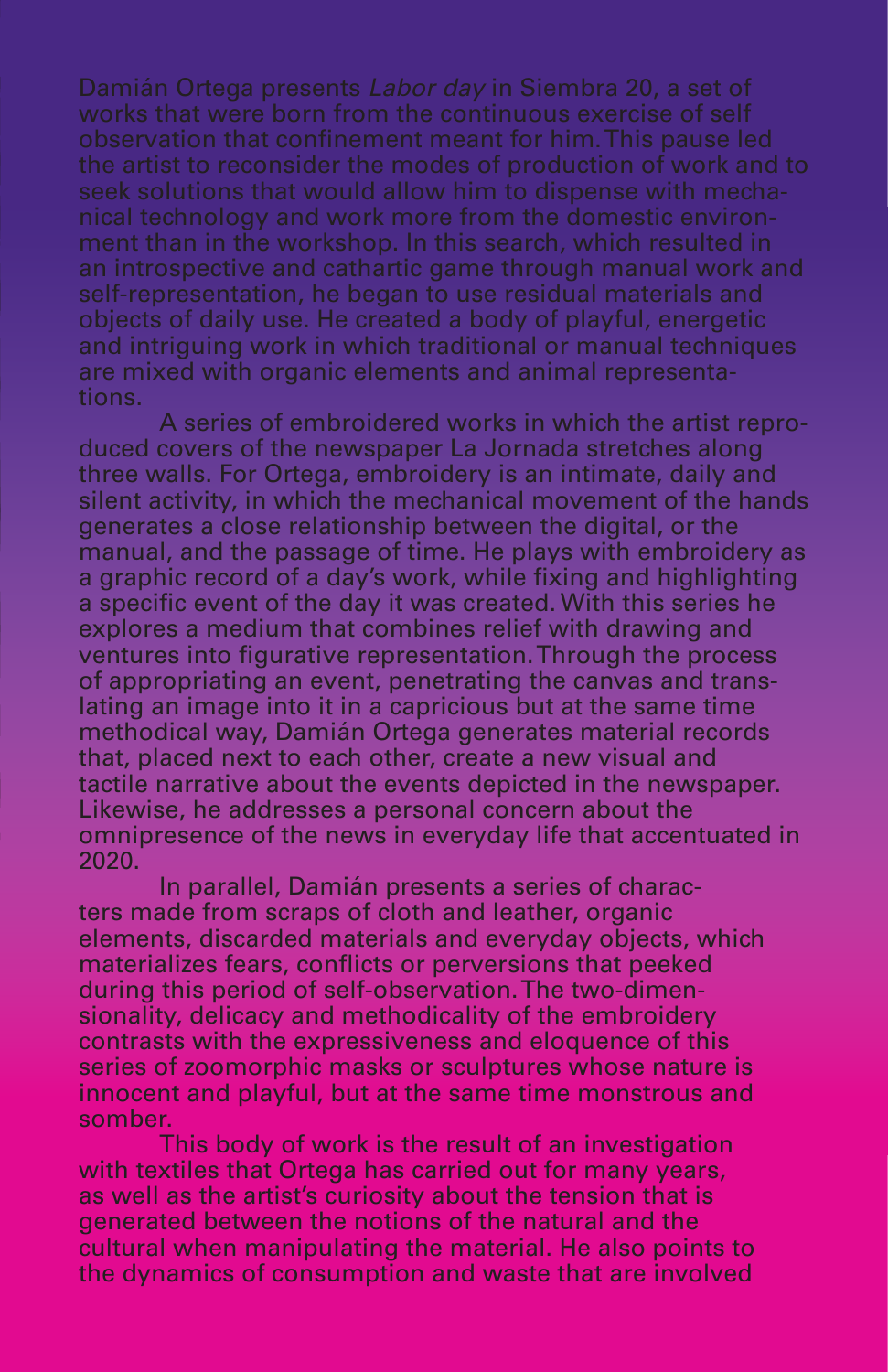Damián Ortega presents *Labor day* in Siembra 20, a set of works that were born from the continuous exercise of self observation that confinement meant for him. This pause led the artist to reconsider the modes of production of work and to seek solutions that would allow him to dispense with mechanical technology and work more from the domestic environment than in the workshop. In this search, which resulted in an introspective and cathartic game through manual work and self-representation, he began to use residual materials and objects of daily use. He created a body of playful, energetic and intriguing work in which traditional or manual techniques are mixed with organic elements and animal representations.

A series of embroidered works in which the artist reproduced covers of the newspaper La Jornada stretches along three walls. For Ortega, embroidery is an intimate, daily and silent activity, in which the mechanical movement of the hands generates a close relationship between the digital, or the manual, and the passage of time. He plays with embroidery as a graphic record of a day's work, while fixing and highlighting a specific event of the day it was created. With this series he explores a medium that combines relief with drawing and ventures into figurative representation. Through the process of appropriating an event, penetrating the canvas and translating an image into it in a capricious but at the same time methodical way, Damián Ortega generates material records that, placed next to each other, create a new visual and tactile narrative about the events depicted in the newspaper. Likewise, he addresses a personal concern about the omnipresence of the news in everyday life that accentuated in 2020.

In parallel, Damián presents a series of characters made from scraps of cloth and leather, organic elements, discarded materials and everyday objects, which materializes fears, conflicts or perversions that peeked during this period of self-observation. The two-dimensionality, delicacy and methodicality of the embroidery contrasts with the expressiveness and eloquence of this series of zoomorphic masks or sculptures whose nature is innocent and playful, but at the same time monstrous and somber.

This body of work is the result of an investigation with textiles that Ortega has carried out for many years, as well as the artist's curiosity about the tension that is generated between the notions of the natural and the cultural when manipulating the material. He also points to the dynamics of consumption and waste that are involved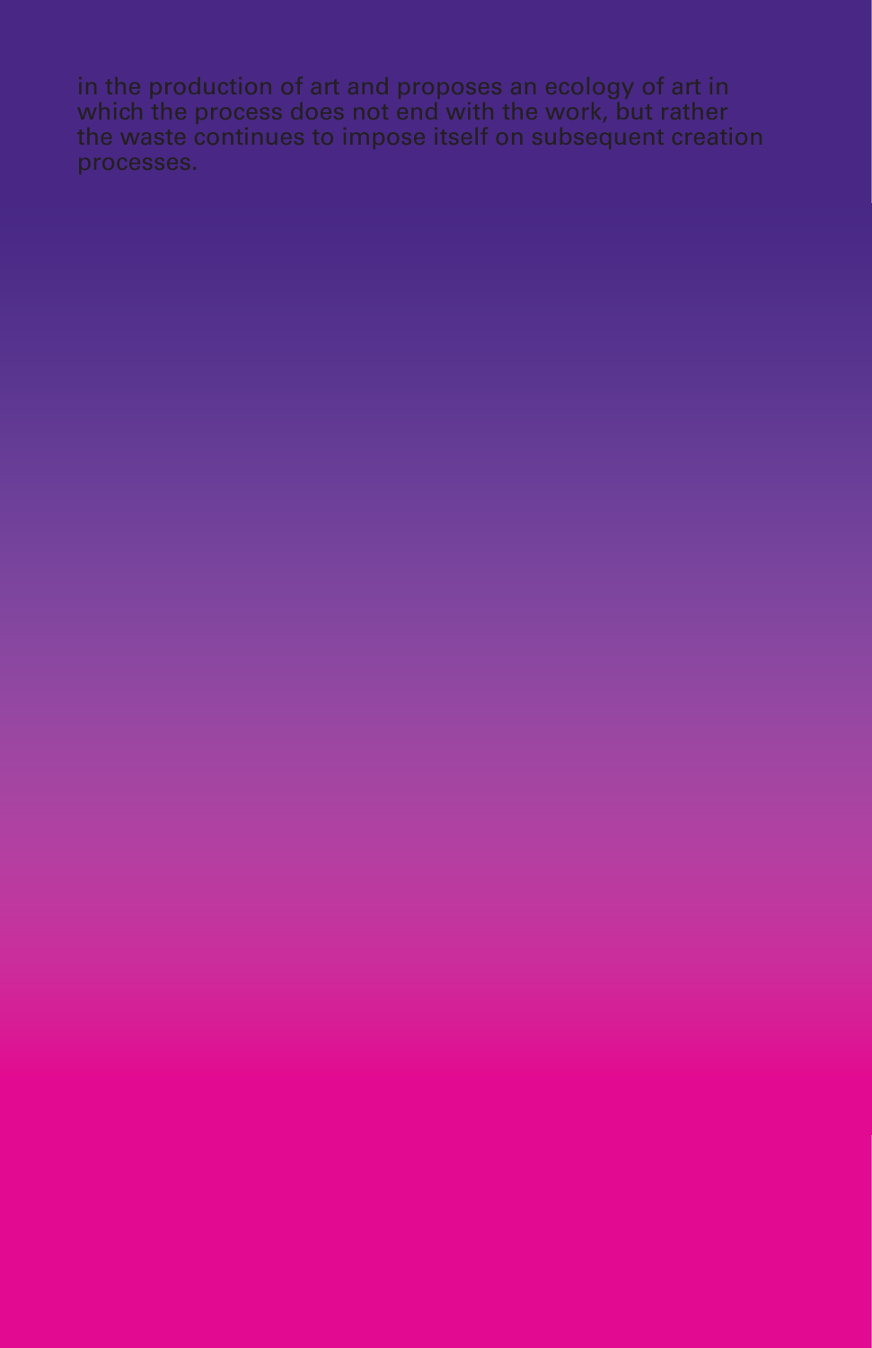in the production of art and proposes an ecology of art in which the process does not end with the work, but rather the waste continues to impose itself on subsequent creation processes.